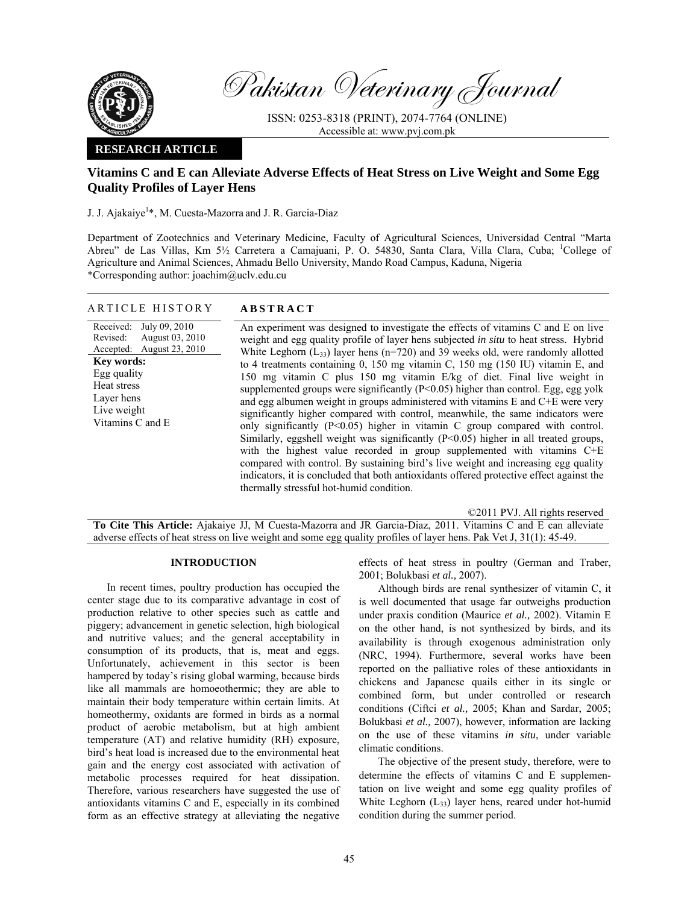Pakistan Veterinary Journal

ISSN: 0253-8318 (PRINT), 2074-7764 (ONLINE)
Accessible at: www.pvj.com.pk

**RESEARCH ARTICLE**

# Vitamins C and E can Alleviate Adverse Effects of Heat Stress on Live Weight and Some Egg Quality Profiles of Layer Hens

J. J. Ajakaiye[1]*, M. Cuesta-Mazorra and J. R. Garcia-Diaz

Department of Zootechnics and Veterinary Medicine, Faculty of Agricultural Sciences, Universidad Central "Marta Abreu" de Las Villas, Km 5½ Carretera a Camajuani, P. O. 54830, Santa Clara, Villa Clara, Cuba; [1]College of Agriculture and Animal Sciences, Ahmadu Bello University, Mando Road Campus, Kaduna, Nigeria
*Corresponding author: joachim@uclv.edu.cu

**ARTICLE HISTORY**

Received: July 09, 2010
Revised: August 03, 2010
Accepted: August 23, 2010

**Key words:**
Egg quality
Heat stress
Layer hens
Live weight
Vitamins C and E

**ABSTRACT**

An experiment was designed to investigate the effects of vitamins C and E on live weight and egg quality profile of layer hens subjected *in situ* to heat stress. Hybrid White Leghorn ($L_{33}$) layer hens (n=720) and 39 weeks old, were randomly allotted to 4 treatments containing 0, 150 mg vitamin C, 150 mg (150 IU) vitamin E, and 150 mg vitamin C plus 150 mg vitamin E/kg of diet. Final live weight in supplemented groups were significantly ($P<0.05$) higher than control. Egg, egg yolk and egg albumen weight in groups administered with vitamins E and C+E were very significantly higher compared with control, meanwhile, the same indicators were only significantly ($P<0.05$) higher in vitamin C group compared with control. Similarly, eggshell weight was significantly ($P<0.05$) higher in all treated groups, with the highest value recorded in group supplemented with vitamins C+E compared with control. By sustaining bird's live weight and increasing egg quality indicators, it is concluded that both antioxidants offered protective effect against the thermally stressful hot-humid condition.

©2011 PVJ. All rights reserved

**To Cite This Article:** Ajakaiye JJ, M Cuesta-Mazorra and JR Garcia-Diaz, 2011. Vitamins C and E can alleviate adverse effects of heat stress on live weight and some egg quality profiles of layer hens. Pak Vet J, 31(1): 45-49.

## INTRODUCTION

In recent times, poultry production has occupied the center stage due to its comparative advantage in cost of production relative to other species such as cattle and piggery; advancement in genetic selection, high biological and nutritive values; and the general acceptability in consumption of its products, that is, meat and eggs. Unfortunately, achievement in this sector is been hampered by today's rising global warming, because birds like all mammals are homoeothermic; they are able to maintain their body temperature within certain limits. At homeothermy, oxidants are formed in birds as a normal product of aerobic metabolism, but at high ambient temperature (AT) and relative humidity (RH) exposure, bird's heat load is increased due to the environmental heat gain and the energy cost associated with activation of metabolic processes required for heat dissipation. Therefore, various researchers have suggested the use of antioxidants vitamins C and E, especially in its combined form as an effective strategy at alleviating the negative effects of heat stress in poultry (German and Traber, 2001; Bolukbasi *et al.,* 2007).

Although birds are renal synthesizer of vitamin C, it is well documented that usage far outweighs production under praxis condition (Maurice *et al.,* 2002). Vitamin E on the other hand, is not synthesized by birds, and its availability is through exogenous administration only (NRC, 1994). Furthermore, several works have been reported on the palliative roles of these antioxidants in chickens and Japanese quails either in its single or combined form, but under controlled or research conditions (Ciftci *et al.,* 2005; Khan and Sardar, 2005; Bolukbasi *et al.,* 2007), however, information are lacking on the use of these vitamins *in situ*, under variable climatic conditions.

The objective of the present study, therefore, were to determine the effects of vitamins C and E supplementation on live weight and some egg quality profiles of White Leghorn ($L_{33}$) layer hens, reared under hot-humid condition during the summer period.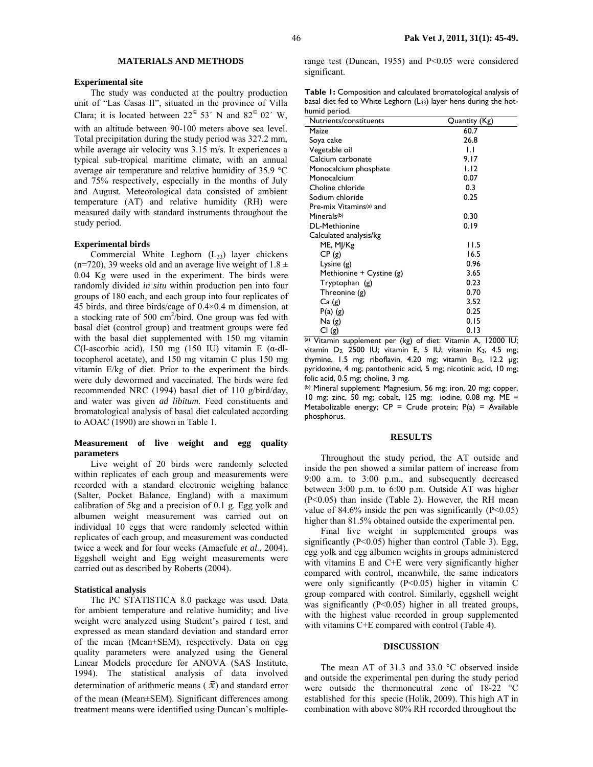## MATERIALS AND METHODS

### Experimental site

The study was conducted at the poultry production unit of "Las Casas II", situated in the province of Villa Clara; it is located between 22° 53´ N and 82° 02´ W, with an altitude between 90-100 meters above sea level. Total precipitation during the study period was 327.2 mm, while average air velocity was 3.15 m/s. It experiences a typical sub-tropical maritime climate, with an annual average air temperature and relative humidity of 35.9 °C and 75% respectively, especially in the months of July and August. Meteorological data consisted of ambient temperature (AT) and relative humidity (RH) were measured daily with standard instruments throughout the study period.

### Experimental birds

Commercial White Leghorn ($L_{33}$) layer chickens (n=720), 39 weeks old and an average live weight of 1.8 ± 0.04 Kg were used in the experiment. The birds were randomly divided *in situ* within production pen into four groups of 180 each, and each group into four replicates of 45 birds, and three birds/cage of 0.4×0.4 m dimension, at a stocking rate of 500 $cm^2$/bird. One group was fed with basal diet (control group) and treatment groups were fed with the basal diet supplemented with 150 mg vitamin C(l-ascorbic acid), 150 mg (150 IU) vitamin E (α-dl-tocopherol acetate), and 150 mg vitamin C plus 150 mg vitamin E/kg of diet. Prior to the experiment the birds were duly dewormed and vaccinated. The birds were fed recommended NRC (1994) basal diet of 110 g/bird/day, and water was given *ad libitum.* Feed constituents and bromatological analysis of basal diet calculated according to AOAC (1990) are shown in Table 1.

### Measurement of live weight and egg quality parameters

Live weight of 20 birds were randomly selected within replicates of each group and measurements were recorded with a standard electronic weighing balance (Salter, Pocket Balance, England) with a maximum calibration of 5kg and a precision of 0.1 g. Egg yolk and albumen weight measurement was carried out on individual 10 eggs that were randomly selected within replicates of each group, and measurement was conducted twice a week and for four weeks (Amaefule *et al.*, 2004). Eggshell weight and Egg weight measurements were carried out as described by Roberts (2004).

### Statistical analysis

The PC STATISTICA 8.0 package was used. Data for ambient temperature and relative humidity; and live weight were analyzed using Student's paired *t* test, and expressed as mean standard deviation and standard error of the mean (Mean±SEM), respectively. Data on egg quality parameters were analyzed using the General Linear Models procedure for ANOVA (SAS Institute, 1994). The statistical analysis of data involved determination of arithmetic means ($\bar{x}$) and standard error of the mean (Mean±SEM). Significant differences among treatment means were identified using Duncan's multiple-range test (Duncan, 1955) and P<0.05 were considered significant.

**Table 1:** Composition and calculated bromatological analysis of basal diet fed to White Leghorn ($L_{33}$) layer hens during the hot-humid period.

| Nutrients/constituents | Quantity (Kg) |
|---|---|
| Maize | 60.7 |
| Soya cake | 26.8 |
| Vegetable oil | 1.1 |
| Calcium carbonate | 9.17 |
| Monocalcium phosphate | 1.12 |
| Monocalcium | 0.07 |
| Choline chloride | 0.3 |
| Sodium chloride | 0.25 |
| Pre-mix Vitamins[(a)] and Minerals[(b)] | 0.30 |
| DL-Methionine | 0.19 |
| Calculated analysis/kg | |
| ME, MJ/Kg | 11.5 |
| CP (g) | 16.5 |
| Lysine (g) | 0.96 |
| Methionine + Cystine (g) | 3.65 |
| Tryptophan (g) | 0.23 |
| Threonine (g) | 0.70 |
| Ca (g) | 3.52 |
| P(a) (g) | 0.25 |
| Na (g) | 0.15 |
| Cl (g) | 0.13 |

[(a)] Vitamin supplement per (kg) of diet: Vitamin A, 12000 IU; vitamin $D_3$, 2500 IU; vitamin E, 5 IU; vitamin $K_3$, 4.5 mg; thymine, 1.5 mg; riboflavin, 4.20 mg; vitamin $B_{12}$, 12.2 μg; pyridoxine, 4 mg; pantothenic acid, 5 mg; nicotinic acid, 10 mg; folic acid, 0.5 mg; choline, 3 mg.

[(b)] Mineral supplement: Magnesium, 56 mg; iron, 20 mg; copper, 10 mg; zinc, 50 mg; cobalt, 125 mg; iodine, 0.08 mg. ME = Metabolizable energy; CP = Crude protein; P(a) = Available phosphorus.

## RESULTS

Throughout the study period, the AT outside and inside the pen showed a similar pattern of increase from 9:00 a.m. to 3:00 p.m., and subsequently decreased between 3:00 p.m. to 6:00 p.m. Outside AT was higher (P<0.05) than inside (Table 2). However, the RH mean value of 84.6% inside the pen was significantly (P<0.05) higher than 81.5% obtained outside the experimental pen.

Final live weight in supplemented groups was significantly (P<0.05) higher than control (Table 3). Egg, egg yolk and egg albumen weights in groups administered with vitamins E and C+E were very significantly higher compared with control, meanwhile, the same indicators were only significantly (P<0.05) higher in vitamin C group compared with control. Similarly, eggshell weight was significantly (P<0.05) higher in all treated groups, with the highest value recorded in group supplemented with vitamins C+E compared with control (Table 4).

## DISCUSSION

The mean AT of 31.3 and 33.0 °C observed inside and outside the experimental pen during the study period were outside the thermoneutral zone of 18-22 °C established for this specie (Holik, 2009). This high AT in combination with above 80% RH recorded throughout the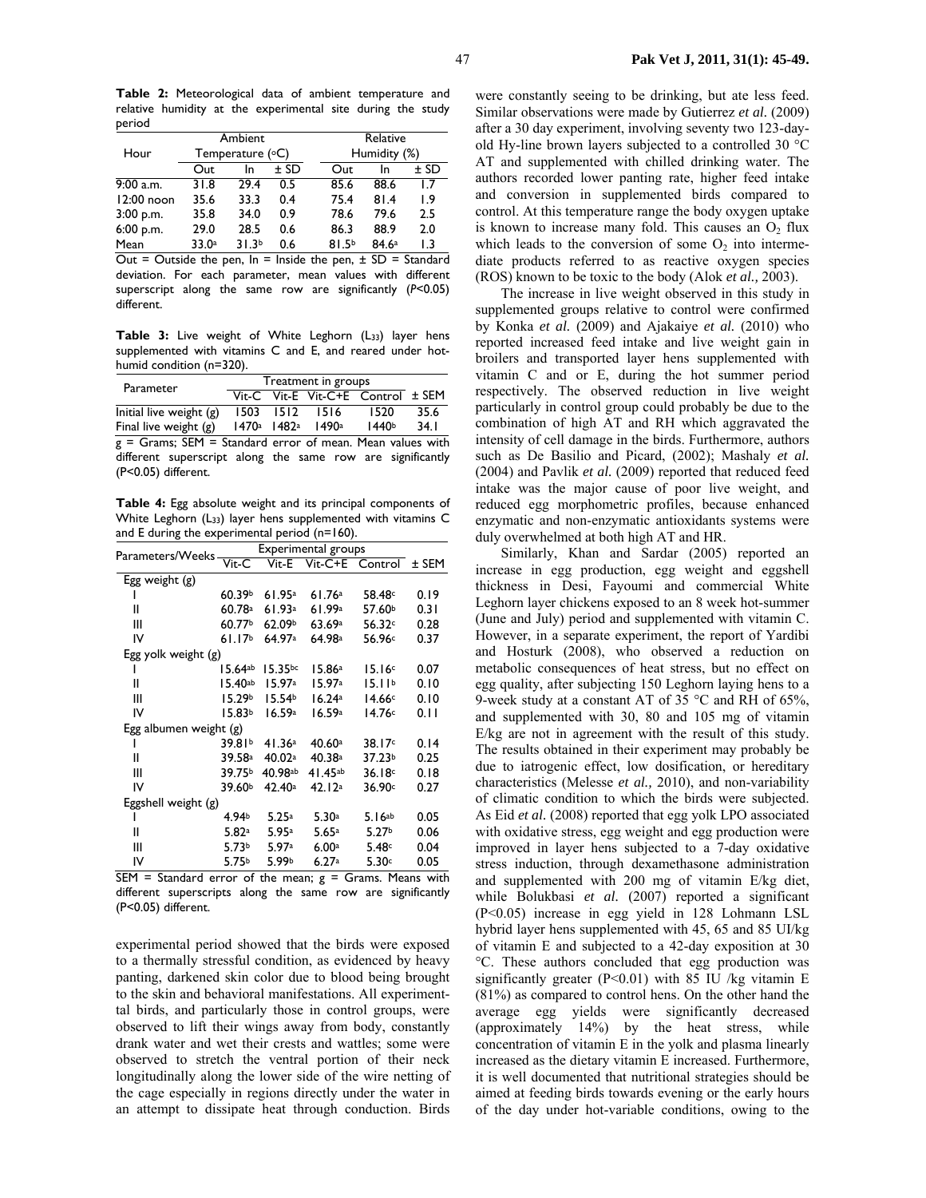**Table 2:** Meteorological data of ambient temperature and relative humidity at the experimental site during the study period

| Hour | Ambient Temperature (°C) | | | Relative Humidity (%) | | |
|---|---|---|---|---|---|---|
| | Out | In | ± SD | Out | In | ± SD |
| 9:00 a.m. | 31.8 | 29.4 | 0.5 | 85.6 | 88.6 | 1.7 |
| 12:00 noon | 35.6 | 33.3 | 0.4 | 75.4 | 81.4 | 1.9 |
| 3:00 p.m. | 35.8 | 34.0 | 0.9 | 78.6 | 79.6 | 2.5 |
| 6:00 p.m. | 29.0 | 28.5 | 0.6 | 86.3 | 88.9 | 2.0 |
| Mean | 33.0[a] | 31.3[b] | 0.6 | 81.5[b] | 84.6[a] | 1.3 |

Out = Outside the pen, In = Inside the pen, ± SD = Standard deviation. For each parameter, mean values with different superscript along the same row are significantly (*P*<0.05) different.

**Table 3:** Live weight of White Leghorn ($L_{33}$) layer hens supplemented with vitamins C and E, and reared under hot-humid condition (n=320).

| Parameter | Treatment in groups | | | | |
|---|---|---|---|---|---|
| | Vit-C | Vit-E | Vit-C+E | Control | ± SEM |
| Initial live weight (g) | 1503 | 1512 | 1516 | 1520 | 35.6 |
| Final live weight (g) | 1470[a] | 1482[a] | 1490[a] | 1440[b] | 34.1 |

g = Grams; SEM = Standard error of mean. Mean values with different superscript along the same row are significantly (P<0.05) different.

**Table 4:** Egg absolute weight and its principal components of White Leghorn ($L_{33}$) layer hens supplemented with vitamins C and E during the experimental period (n=160).

| Parameters/Weeks | Experimental groups | | | | |
|---|---|---|---|---|---|
| | Vit-C | Vit-E | Vit-C+E | Control | ± SEM |
| Egg weight (g) | | | | | |
| I | 60.39[b] | 61.95[a] | 61.76[a] | 58.48[c] | 0.19 |
| II | 60.78[a] | 61.93[a] | 61.99[a] | 57.60[b] | 0.31 |
| III | 60.77[b] | 62.09[b] | 63.69[a] | 56.32[c] | 0.28 |
| IV | 61.17[b] | 64.97[a] | 64.98[a] | 56.96[c] | 0.37 |
| Egg yolk weight (g) | | | | | |
| I | 15.64[ab] | 15.35[bc] | 15.86[a] | 15.16[c] | 0.07 |
| II | 15.40[ab] | 15.97[a] | 15.97[a] | 15.11[b] | 0.10 |
| III | 15.29[b] | 15.54[b] | 16.24[a] | 14.66[c] | 0.10 |
| IV | 15.83[b] | 16.59[a] | 16.59[a] | 14.76[c] | 0.11 |
| Egg albumen weight (g) | | | | | |
| I | 39.81[b] | 41.36[a] | 40.60[a] | 38.17[c] | 0.14 |
| II | 39.58[a] | 40.02[a] | 40.38[a] | 37.23[b] | 0.25 |
| III | 39.75[b] | 40.98[ab] | 41.45[ab] | 36.18[c] | 0.18 |
| IV | 39.60[b] | 42.40[a] | 42.12[a] | 36.90[c] | 0.27 |
| Eggshell weight (g) | | | | | |
| I | 4.94[b] | 5.25[a] | 5.30[a] | 5.16[ab] | 0.05 |
| II | 5.82[a] | 5.95[a] | 5.65[a] | 5.27[b] | 0.06 |
| III | 5.73[b] | 5.97[a] | 6.00[a] | 5.48[c] | 0.04 |
| IV | 5.75[b] | 5.99[b] | 6.27[a] | 5.30[c] | 0.05 |

SEM = Standard error of the mean; g = Grams. Means with different superscripts along the same row are significantly (P<0.05) different.

experimental period showed that the birds were exposed to a thermally stressful condition, as evidenced by heavy panting, darkened skin color due to blood being brought to the skin and behavioral manifestations. All experimental birds, and particularly those in control groups, were observed to lift their wings away from body, constantly drank water and wet their crests and wattles; some were observed to stretch the ventral portion of their neck longitudinally along the lower side of the wire netting of the cage especially in regions directly under the water in an attempt to dissipate heat through conduction. Birds were constantly seeing to be drinking, but ate less feed. Similar observations were made by Gutierrez *et al.* (2009) after a 30 day experiment, involving seventy two 123-day-old Hy-line brown layers subjected to a controlled 30 °C AT and supplemented with chilled drinking water. The authors recorded lower panting rate, higher feed intake and conversion in supplemented birds compared to control. At this temperature range the body oxygen uptake is known to increase many fold. This causes an $O_2$ flux which leads to the conversion of some $O_2$ into intermediate products referred to as reactive oxygen species (ROS) known to be toxic to the body (Alok *et al.,* 2003).

The increase in live weight observed in this study in supplemented groups relative to control were confirmed by Konka *et al.* (2009) and Ajakaiye *et al.* (2010) who reported increased feed intake and live weight gain in broilers and transported layer hens supplemented with vitamin C and or E, during the hot summer period respectively. The observed reduction in live weight particularly in control group could probably be due to the combination of high AT and RH which aggravated the intensity of cell damage in the birds. Furthermore, authors such as De Basilio and Picard, (2002); Mashaly *et al.* (2004) and Pavlik *et al.* (2009) reported that reduced feed intake was the major cause of poor live weight, and reduced egg morphometric profiles, because enhanced enzymatic and non-enzymatic antioxidants systems were duly overwhelmed at both high AT and HR.

Similarly, Khan and Sardar (2005) reported an increase in egg production, egg weight and eggshell thickness in Desi, Fayoumi and commercial White Leghorn layer chickens exposed to an 8 week hot-summer (June and July) period and supplemented with vitamin C. However, in a separate experiment, the report of Yardibi and Hosturk (2008), who observed a reduction on metabolic consequences of heat stress, but no effect on egg quality, after subjecting 150 Leghorn laying hens to a 9-week study at a constant AT of 35 °C and RH of 65%, and supplemented with 30, 80 and 105 mg of vitamin E/kg are not in agreement with the result of this study. The results obtained in their experiment may probably be due to iatrogenic effect, low dosification, or hereditary characteristics (Melesse *et al.,* 2010), and non-variability of climatic condition to which the birds were subjected. As Eid *et al.* (2008) reported that egg yolk LPO associated with oxidative stress, egg weight and egg production were improved in layer hens subjected to a 7-day oxidative stress induction, through dexamethasone administration and supplemented with 200 mg of vitamin E/kg diet, while Bolukbasi *et al.* (2007) reported a significant (P<0.05) increase in egg yield in 128 Lohmann LSL hybrid layer hens supplemented with 45, 65 and 85 UI/kg of vitamin E and subjected to a 42-day exposition at 30 °C. These authors concluded that egg production was significantly greater (P<0.01) with 85 IU /kg vitamin E (81%) as compared to control hens. On the other hand the average egg yields were significantly decreased (approximately 14%) by the heat stress, while concentration of vitamin E in the yolk and plasma linearly increased as the dietary vitamin E increased. Furthermore, it is well documented that nutritional strategies should be aimed at feeding birds towards evening or the early hours of the day under hot-variable conditions, owing to the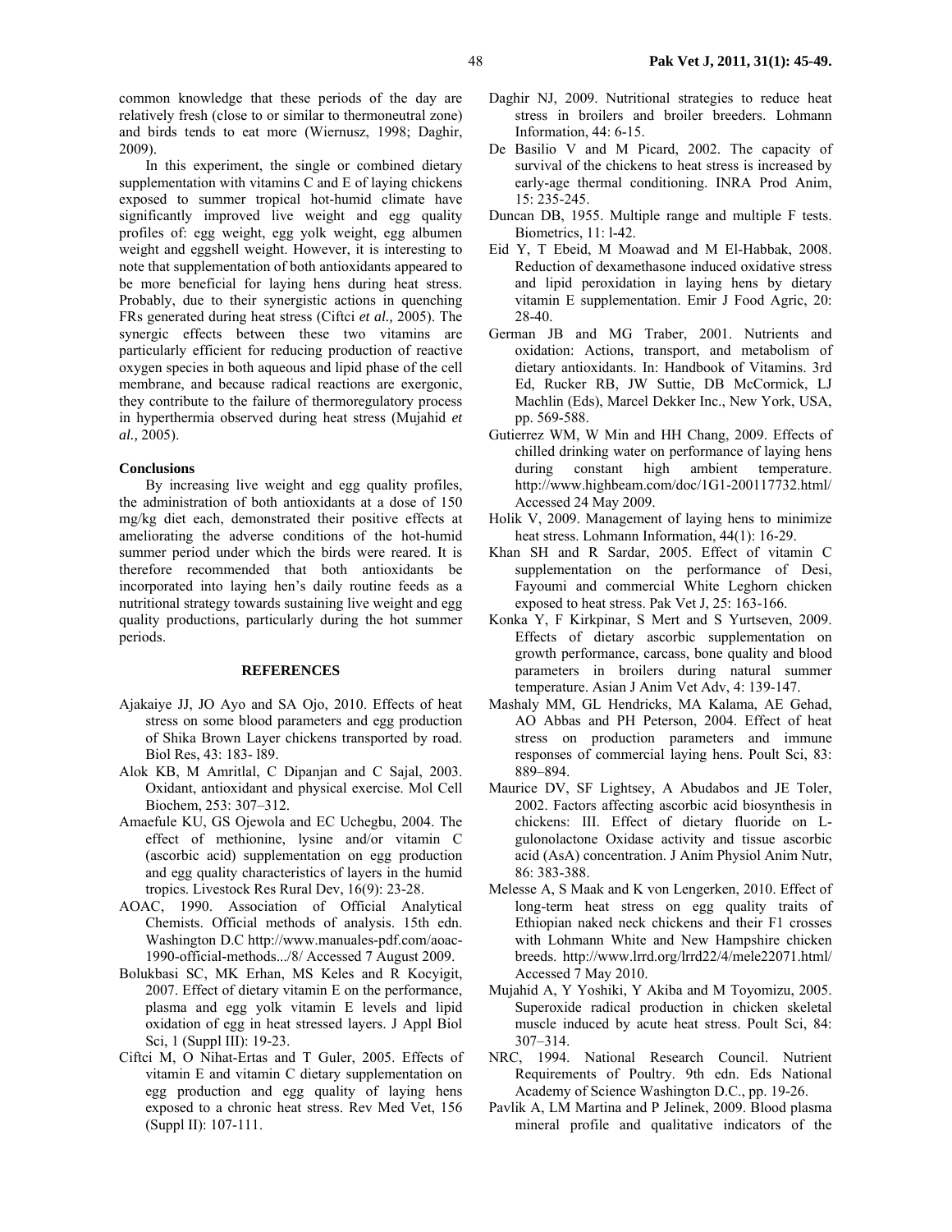common knowledge that these periods of the day are relatively fresh (close to or similar to thermoneutral zone) and birds tends to eat more (Wiernusz, 1998; Daghir, 2009).

In this experiment, the single or combined dietary supplementation with vitamins C and E of laying chickens exposed to summer tropical hot-humid climate have significantly improved live weight and egg quality profiles of: egg weight, egg yolk weight, egg albumen weight and eggshell weight. However, it is interesting to note that supplementation of both antioxidants appeared to be more beneficial for laying hens during heat stress. Probably, due to their synergistic actions in quenching FRs generated during heat stress (Ciftci *et al.,* 2005). The synergic effects between these two vitamins are particularly efficient for reducing production of reactive oxygen species in both aqueous and lipid phase of the cell membrane, and because radical reactions are exergonic, they contribute to the failure of thermoregulatory process in hyperthermia observed during heat stress (Mujahid *et al.,* 2005).

### Conclusions

By increasing live weight and egg quality profiles, the administration of both antioxidants at a dose of 150 mg/kg diet each, demonstrated their positive effects at ameliorating the adverse conditions of the hot-humid summer period under which the birds were reared. It is therefore recommended that both antioxidants be incorporated into laying hen's daily routine feeds as a nutritional strategy towards sustaining live weight and egg quality productions, particularly during the hot summer periods.

## REFERENCES

Ajakaiye JJ, JO Ayo and SA Ojo, 2010. Effects of heat stress on some blood parameters and egg production of Shika Brown Layer chickens transported by road. Biol Res, 43: 183- l89.

Alok KB, M Amritlal, C Dipanjan and C Sajal, 2003. Oxidant, antioxidant and physical exercise. Mol Cell Biochem, 253: 307–312.

Amaefule KU, GS Ojewola and EC Uchegbu, 2004. The effect of methionine, lysine and/or vitamin C (ascorbic acid) supplementation on egg production and egg quality characteristics of layers in the humid tropics. Livestock Res Rural Dev, 16(9): 23-28.

AOAC, 1990. Association of Official Analytical Chemists. Official methods of analysis. 15th edn. Washington D.C http://www.manuales-pdf.com/aoac-1990-official-methods.../8/ Accessed 7 August 2009.

Bolukbasi SC, MK Erhan, MS Keles and R Kocyigit, 2007. Effect of dietary vitamin E on the performance, plasma and egg yolk vitamin E levels and lipid oxidation of egg in heat stressed layers. J Appl Biol Sci, 1 (Suppl III): 19-23.

Ciftci M, O Nihat-Ertas and T Guler, 2005. Effects of vitamin E and vitamin C dietary supplementation on egg production and egg quality of laying hens exposed to a chronic heat stress. Rev Med Vet, 156 (Suppl II): 107-111.

Daghir NJ, 2009. Nutritional strategies to reduce heat stress in broilers and broiler breeders. Lohmann Information, 44: 6-15.

De Basilio V and M Picard, 2002. The capacity of survival of the chickens to heat stress is increased by early-age thermal conditioning. INRA Prod Anim, 15: 235-245.

Duncan DB, 1955. Multiple range and multiple F tests. Biometrics, 11: l-42.

Eid Y, T Ebeid, M Moawad and M El-Habbak, 2008. Reduction of dexamethasone induced oxidative stress and lipid peroxidation in laying hens by dietary vitamin E supplementation. Emir J Food Agric, 20: 28-40.

German JB and MG Traber, 2001. Nutrients and oxidation: Actions, transport, and metabolism of dietary antioxidants. In: Handbook of Vitamins. 3rd Ed, Rucker RB, JW Suttie, DB McCormick, LJ Machlin (Eds), Marcel Dekker Inc., New York, USA, pp. 569-588.

Gutierrez WM, W Min and HH Chang, 2009. Effects of chilled drinking water on performance of laying hens during constant high ambient temperature. http://www.highbeam.com/doc/1G1-200117732.html/ Accessed 24 May 2009.

Holik V, 2009. Management of laying hens to minimize heat stress. Lohmann Information, 44(1): 16-29.

Khan SH and R Sardar, 2005. Effect of vitamin C supplementation on the performance of Desi, Fayoumi and commercial White Leghorn chicken exposed to heat stress. Pak Vet J, 25: 163-166.

Konka Y, F Kirkpinar, S Mert and S Yurtseven, 2009. Effects of dietary ascorbic supplementation on growth performance, carcass, bone quality and blood parameters in broilers during natural summer temperature. Asian J Anim Vet Adv, 4: 139-147.

Mashaly MM, GL Hendricks, MA Kalama, AE Gehad, AO Abbas and PH Peterson, 2004. Effect of heat stress on production parameters and immune responses of commercial laying hens. Poult Sci, 83: 889–894.

Maurice DV, SF Lightsey, A Abudabos and JE Toler, 2002. Factors affecting ascorbic acid biosynthesis in chickens: III. Effect of dietary fluoride on L-gulonolactone Oxidase activity and tissue ascorbic acid (AsA) concentration. J Anim Physiol Anim Nutr, 86: 383-388.

Melesse A, S Maak and K von Lengerken, 2010. Effect of long-term heat stress on egg quality traits of Ethiopian naked neck chickens and their F1 crosses with Lohmann White and New Hampshire chicken breeds. http://www.lrrd.org/lrrd22/4/mele22071.html/ Accessed 7 May 2010.

Mujahid A, Y Yoshiki, Y Akiba and M Toyomizu, 2005. Superoxide radical production in chicken skeletal muscle induced by acute heat stress. Poult Sci, 84: 307–314.

NRC, 1994. National Research Council. Nutrient Requirements of Poultry. 9th edn. Eds National Academy of Science Washington D.C., pp. 19-26.

Pavlik A, LM Martina and P Jelinek, 2009. Blood plasma mineral profile and qualitative indicators of the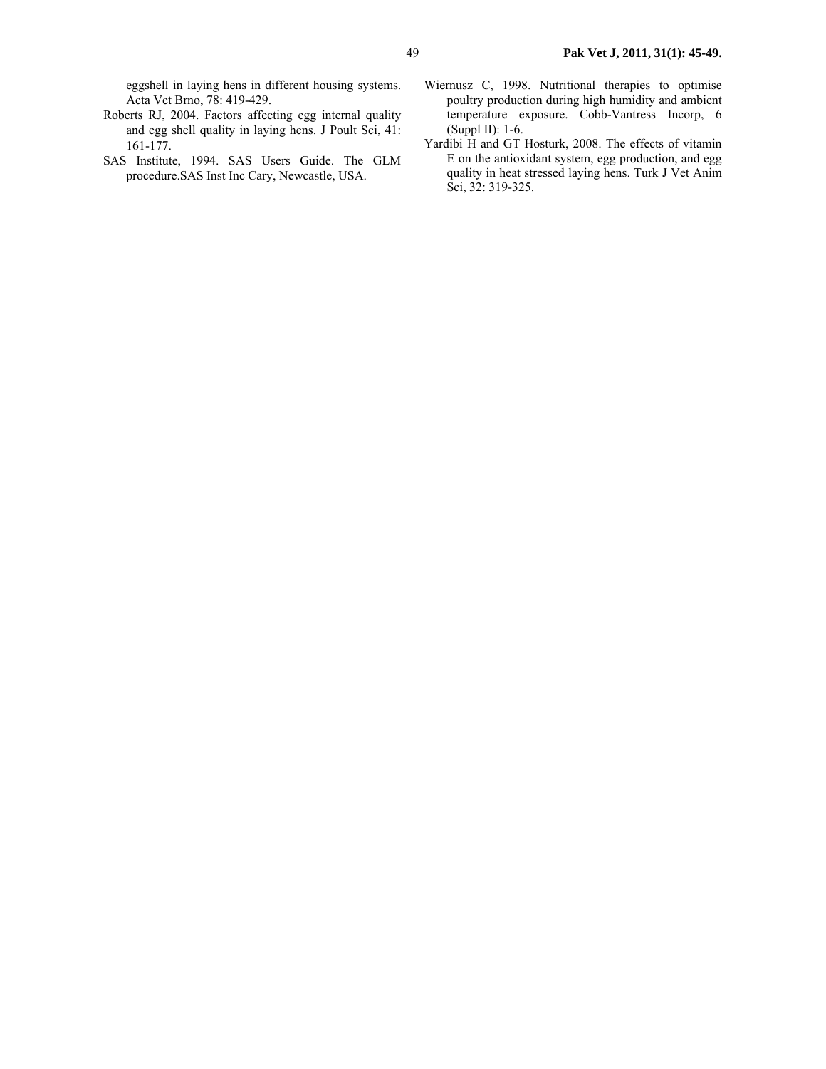eggshell in laying hens in different housing systems. Acta Vet Brno, 78: 419-429.

Roberts RJ, 2004. Factors affecting egg internal quality and egg shell quality in laying hens. J Poult Sci, 41: 161-177.

SAS Institute, 1994. SAS Users Guide. The GLM procedure.SAS Inst Inc Cary, Newcastle, USA.

Wiernusz C, 1998. Nutritional therapies to optimise poultry production during high humidity and ambient temperature exposure. Cobb-Vantress Incorp, 6 (Suppl II): 1-6.

Yardibi H and GT Hosturk, 2008. The effects of vitamin E on the antioxidant system, egg production, and egg quality in heat stressed laying hens. Turk J Vet Anim Sci, 32: 319-325.